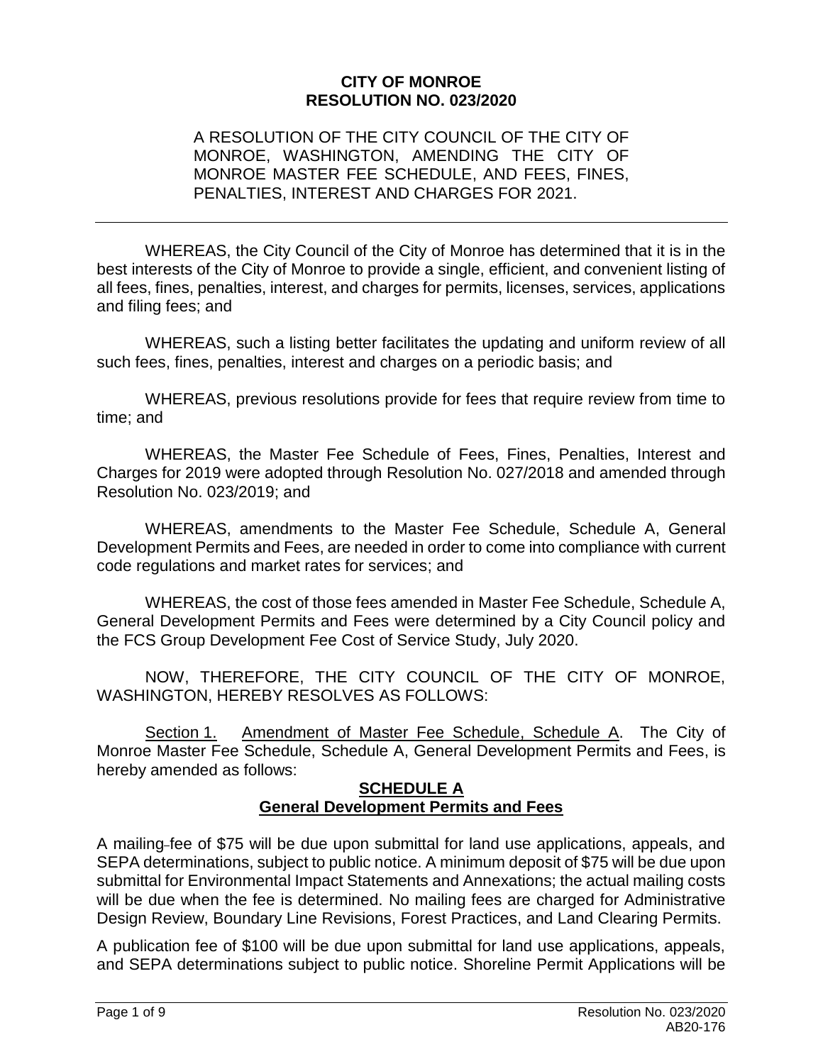**CITY OF MONROE**
**RESOLUTION NO. 023/2020**

A RESOLUTION OF THE CITY COUNCIL OF THE CITY OF MONROE, WASHINGTON, AMENDING THE CITY OF MONROE MASTER FEE SCHEDULE, AND FEES, FINES, PENALTIES, INTEREST AND CHARGES FOR 2021.

---

WHEREAS, the City Council of the City of Monroe has determined that it is in the best interests of the City of Monroe to provide a single, efficient, and convenient listing of all fees, fines, penalties, interest, and charges for permits, licenses, services, applications and filing fees; and

WHEREAS, such a listing better facilitates the updating and uniform review of all such fees, fines, penalties, interest and charges on a periodic basis; and

WHEREAS, previous resolutions provide for fees that require review from time to time; and

WHEREAS, the Master Fee Schedule of Fees, Fines, Penalties, Interest and Charges for 2019 were adopted through Resolution No. 027/2018 and amended through Resolution No. 023/2019; and

WHEREAS, amendments to the Master Fee Schedule, Schedule A, General Development Permits and Fees, are needed in order to come into compliance with current code regulations and market rates for services; and

WHEREAS, the cost of those fees amended in Master Fee Schedule, Schedule A, General Development Permits and Fees were determined by a City Council policy and the FCS Group Development Fee Cost of Service Study, July 2020.

NOW, THEREFORE, THE CITY COUNCIL OF THE CITY OF MONROE, WASHINGTON, HEREBY RESOLVES AS FOLLOWS:

Section 1. Amendment of Master Fee Schedule, Schedule A. The City of Monroe Master Fee Schedule, Schedule A, General Development Permits and Fees, is hereby amended as follows:

## SCHEDULE A
## General Development Permits and Fees

A mailing fee of $75 will be due upon submittal for land use applications, appeals, and SEPA determinations, subject to public notice. A minimum deposit of $75 will be due upon submittal for Environmental Impact Statements and Annexations; the actual mailing costs will be due when the fee is determined. No mailing fees are charged for Administrative Design Review, Boundary Line Revisions, Forest Practices, and Land Clearing Permits.

A publication fee of $100 will be due upon submittal for land use applications, appeals, and SEPA determinations subject to public notice. Shoreline Permit Applications will be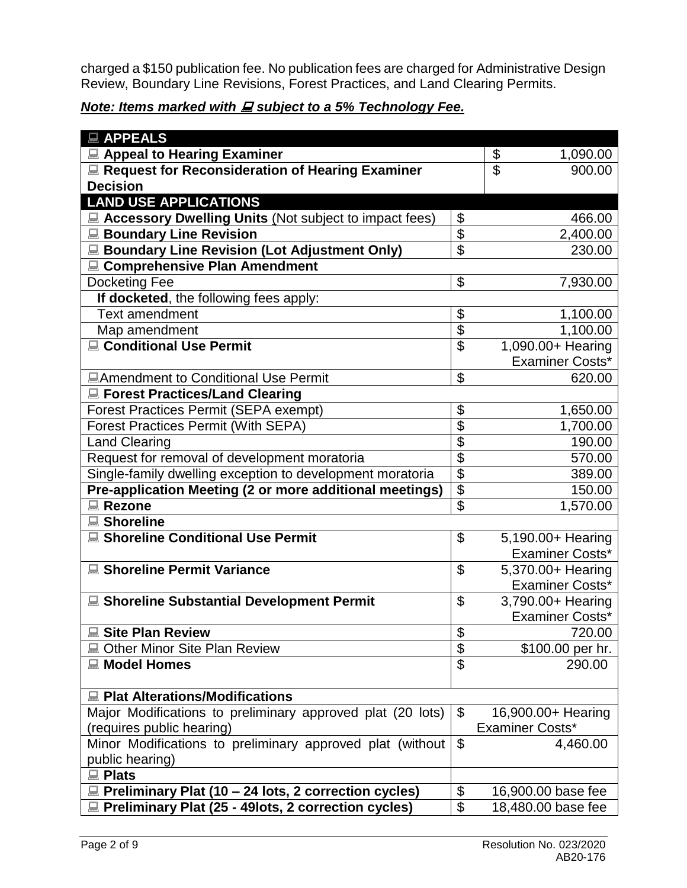charged a $150 publication fee. No publication fees are charged for Administrative Design Review, Boundary Line Revisions, Forest Practices, and Land Clearing Permits.

***Note: Items marked with 🖳 subject to a 5% Technology Fee.***

| Item | | Fee |
|---|---|---|
| **🖳 APPEALS** | | |
| **🖳 Appeal to Hearing Examiner** | | $ 1,090.00 |
| **🖳 Request for Reconsideration of Hearing Examiner Decision** | | $ 900.00 |
| **LAND USE APPLICATIONS** | | |
| **🖳 Accessory Dwelling Units** (Not subject to impact fees) | $ | 466.00 |
| **🖳 Boundary Line Revision** | $ | 2,400.00 |
| **🖳 Boundary Line Revision (Lot Adjustment Only)** | $ | 230.00 |
| **🖳 Comprehensive Plan Amendment** | | |
| Docketing Fee | $ | 7,930.00 |
| **If docketed**, the following fees apply: | | |
| Text amendment | $ | 1,100.00 |
| Map amendment | $ | 1,100.00 |
| **🖳 Conditional Use Permit** | $ | 1,090.00+ Hearing Examiner Costs* |
| 🖳 Amendment to Conditional Use Permit | $ | 620.00 |
| **🖳 Forest Practices/Land Clearing** | | |
| Forest Practices Permit (SEPA exempt) | $ | 1,650.00 |
| Forest Practices Permit (With SEPA) | $ | 1,700.00 |
| Land Clearing | $ | 190.00 |
| Request for removal of development moratoria | $ | 570.00 |
| Single-family dwelling exception to development moratoria | $ | 389.00 |
| **Pre-application Meeting (2 or more additional meetings)** | $ | 150.00 |
| **🖳 Rezone** | $ | 1,570.00 |
| **🖳 Shoreline** | | |
| **🖳 Shoreline Conditional Use Permit** | $ | 5,190.00+ Hearing Examiner Costs* |
| **🖳 Shoreline Permit Variance** | $ | 5,370.00+ Hearing Examiner Costs* |
| **🖳 Shoreline Substantial Development Permit** | $ | 3,790.00+ Hearing Examiner Costs* |
| **🖳 Site Plan Review** | $ | 720.00 |
| 🖳 Other Minor Site Plan Review | $ | $100.00 per hr. |
| **🖳 Model Homes** | $ | 290.00 |
| **🖳 Plat Alterations/Modifications** | | |
| Major Modifications to preliminary approved plat (20 lots) (requires public hearing) | $ | 16,900.00+ Hearing Examiner Costs* |
| Minor Modifications to preliminary approved plat (without public hearing) | $ | 4,460.00 |
| **🖳 Plats** | | |
| **🖳 Preliminary Plat (10 – 24 lots, 2 correction cycles)** | $ | 16,900.00 base fee |
| **🖳 Preliminary Plat (25 - 49lots, 2 correction cycles)** | $ | 18,480.00 base fee |

Resolution No. 023/2020
AB20-176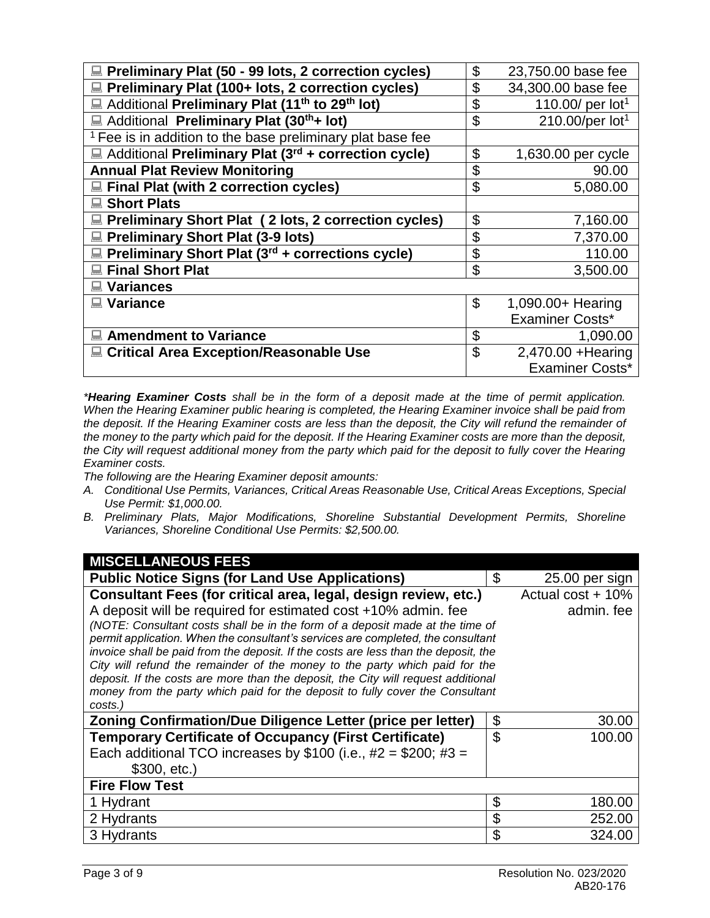| | | |
|---|---|---|
| 🖳 **Preliminary Plat (50 - 99 lots, 2 correction cycles)** | $ | 23,750.00 base fee |
| 🖳 **Preliminary Plat (100+ lots, 2 correction cycles)** | $ | 34,300.00 base fee |
| 🖳 Additional **Preliminary Plat (11th to 29th lot)** | $ | 110.00/ per lot[1] |
| 🖳 Additional **Preliminary Plat (30th+ lot)** | $ | 210.00/per lot[1] |
| [1] Fee is in addition to the base preliminary plat base fee | | |
| 🖳 Additional **Preliminary Plat (3rd + correction cycle)** | $ | 1,630.00 per cycle |
| **Annual Plat Review Monitoring** | $ | 90.00 |
| 🖳 **Final Plat (with 2 correction cycles)** | $ | 5,080.00 |
| 🖳 **Short Plats** | | |
| 🖳 **Preliminary Short Plat ( 2 lots, 2 correction cycles)** | $ | 7,160.00 |
| 🖳 **Preliminary Short Plat (3-9 lots)** | $ | 7,370.00 |
| 🖳 **Preliminary Short Plat (3rd + corrections cycle)** | $ | 110.00 |
| 🖳 **Final Short Plat** | $ | 3,500.00 |
| 🖳 **Variances** | | |
| 🖳 **Variance** | $ | 1,090.00+ Hearing Examiner Costs* |
| 🖳 **Amendment to Variance** | $ | 1,090.00 |
| 🖳 **Critical Area Exception/Reasonable Use** | $ | 2,470.00 +Hearing Examiner Costs* |

*\****Hearing Examiner Costs*** *shall be in the form of a deposit made at the time of permit application. When the Hearing Examiner public hearing is completed, the Hearing Examiner invoice shall be paid from the deposit. If the Hearing Examiner costs are less than the deposit, the City will refund the remainder of the money to the party which paid for the deposit. If the Hearing Examiner costs are more than the deposit, the City will request additional money from the party which paid for the deposit to fully cover the Hearing Examiner costs.*

*The following are the Hearing Examiner deposit amounts:*

*A. Conditional Use Permits, Variances, Critical Areas Reasonable Use, Critical Areas Exceptions, Special Use Permit: $1,000.00.*

*B. Preliminary Plats, Major Modifications, Shoreline Substantial Development Permits, Shoreline Variances, Shoreline Conditional Use Permits: $2,500.00.*

| **MISCELLANEOUS FEES** | | |
|---|---|---|
| **Public Notice Signs (for Land Use Applications)** | $ | 25.00 per sign |
| **Consultant Fees (for critical area, legal, design review, etc.)** A deposit will be required for estimated cost +10% admin. fee *(NOTE: Consultant costs shall be in the form of a deposit made at the time of permit application. When the consultant's services are completed, the consultant invoice shall be paid from the deposit. If the costs are less than the deposit, the City will refund the remainder of the money to the party which paid for the deposit. If the costs are more than the deposit, the City will request additional money from the party which paid for the deposit to fully cover the Consultant costs.)* | | Actual cost + 10% admin. fee |
| **Zoning Confirmation/Due Diligence Letter (price per letter)** | $ | 30.00 |
| **Temporary Certificate of Occupancy (First Certificate)** Each additional TCO increases by $100 (i.e., #2 = $200; #3 = $300, etc.) | $ | 100.00 |
| **Fire Flow Test** | | |
| 1 Hydrant | $ | 180.00 |
| 2 Hydrants | $ | 252.00 |
| 3 Hydrants | $ | 324.00 |

Resolution No. 023/2020
AB20-176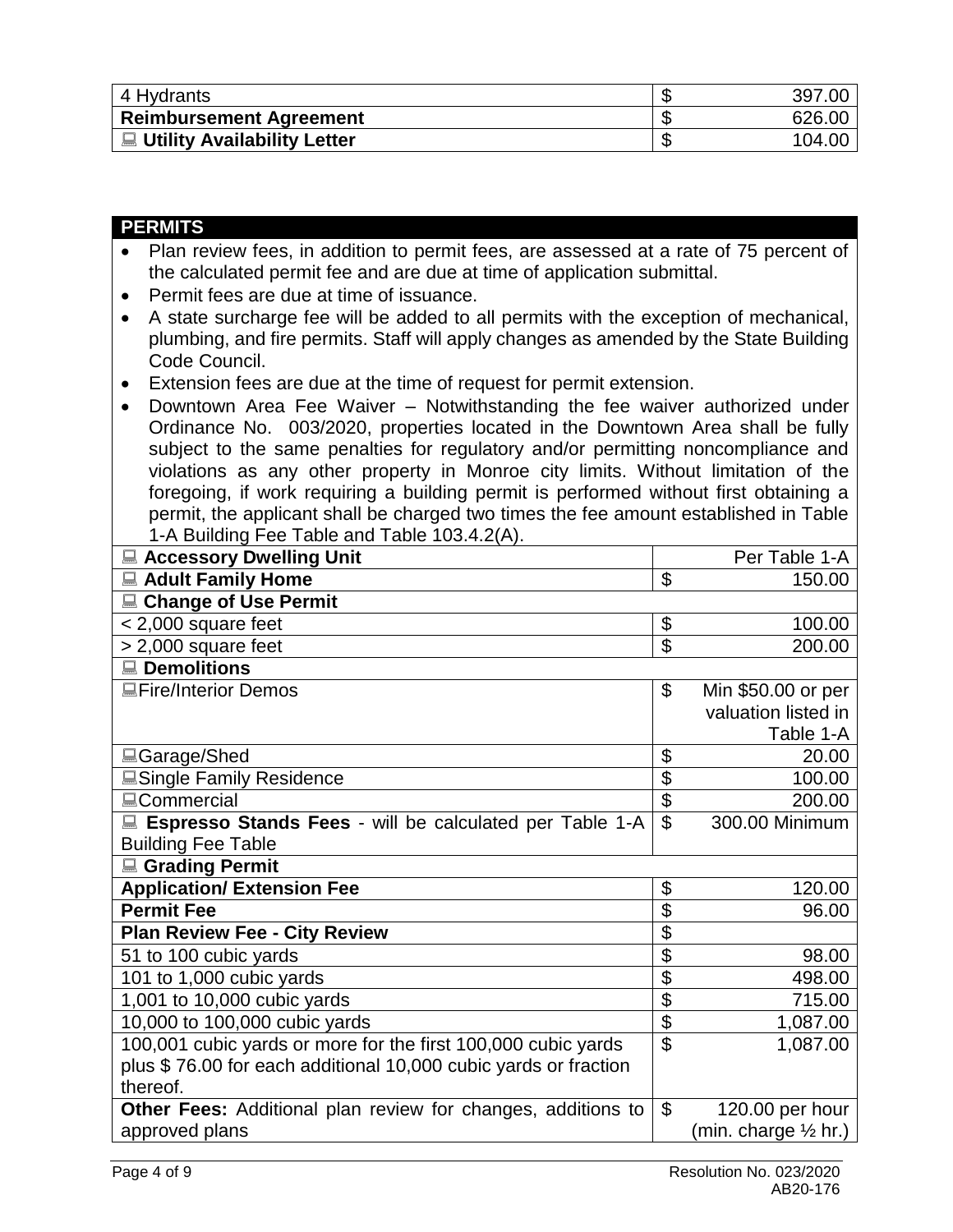| 4 Hydrants | $ | 397.00 |
|---|---|---|
| **Reimbursement Agreement** | $ | 626.00 |
| 💻 **Utility Availability Letter** | $ | 104.00 |

## PERMITS

- Plan review fees, in addition to permit fees, are assessed at a rate of 75 percent of the calculated permit fee and are due at time of application submittal.
- Permit fees are due at time of issuance.
- A state surcharge fee will be added to all permits with the exception of mechanical, plumbing, and fire permits. Staff will apply changes as amended by the State Building Code Council.
- Extension fees are due at the time of request for permit extension.
- Downtown Area Fee Waiver – Notwithstanding the fee waiver authorized under Ordinance No. 003/2020, properties located in the Downtown Area shall be fully subject to the same penalties for regulatory and/or permitting noncompliance and violations as any other property in Monroe city limits. Without limitation of the foregoing, if work requiring a building permit is performed without first obtaining a permit, the applicant shall be charged two times the fee amount established in Table 1-A Building Fee Table and Table 103.4.2(A).

| Item | | Fee |
|---|---|---|
| 💻 **Accessory Dwelling Unit** | | Per Table 1-A |
| 💻 **Adult Family Home** | $ | 150.00 |
| 💻 **Change of Use Permit** | | |
| < 2,000 square feet | $ | 100.00 |
| > 2,000 square feet | $ | 200.00 |
| 💻 **Demolitions** | | |
| 💻Fire/Interior Demos | $ | Min $50.00 or per valuation listed in Table 1-A |
| 💻Garage/Shed | $ | 20.00 |
| 💻Single Family Residence | $ | 100.00 |
| 💻Commercial | $ | 200.00 |
| 💻 **Espresso Stands Fees** - will be calculated per Table 1-A Building Fee Table | $ | 300.00 Minimum |
| 💻 **Grading Permit** | | |
| **Application/ Extension Fee** | $ | 120.00 |
| **Permit Fee** | $ | 96.00 |
| **Plan Review Fee - City Review** | $ | |
| 51 to 100 cubic yards | $ | 98.00 |
| 101 to 1,000 cubic yards | $ | 498.00 |
| 1,001 to 10,000 cubic yards | $ | 715.00 |
| 10,000 to 100,000 cubic yards | $ | 1,087.00 |
| 100,001 cubic yards or more for the first 100,000 cubic yards plus $ 76.00 for each additional 10,000 cubic yards or fraction thereof. | $ | 1,087.00 |
| **Other Fees:** Additional plan review for changes, additions to approved plans | $ | 120.00 per hour (min. charge ½ hr.) |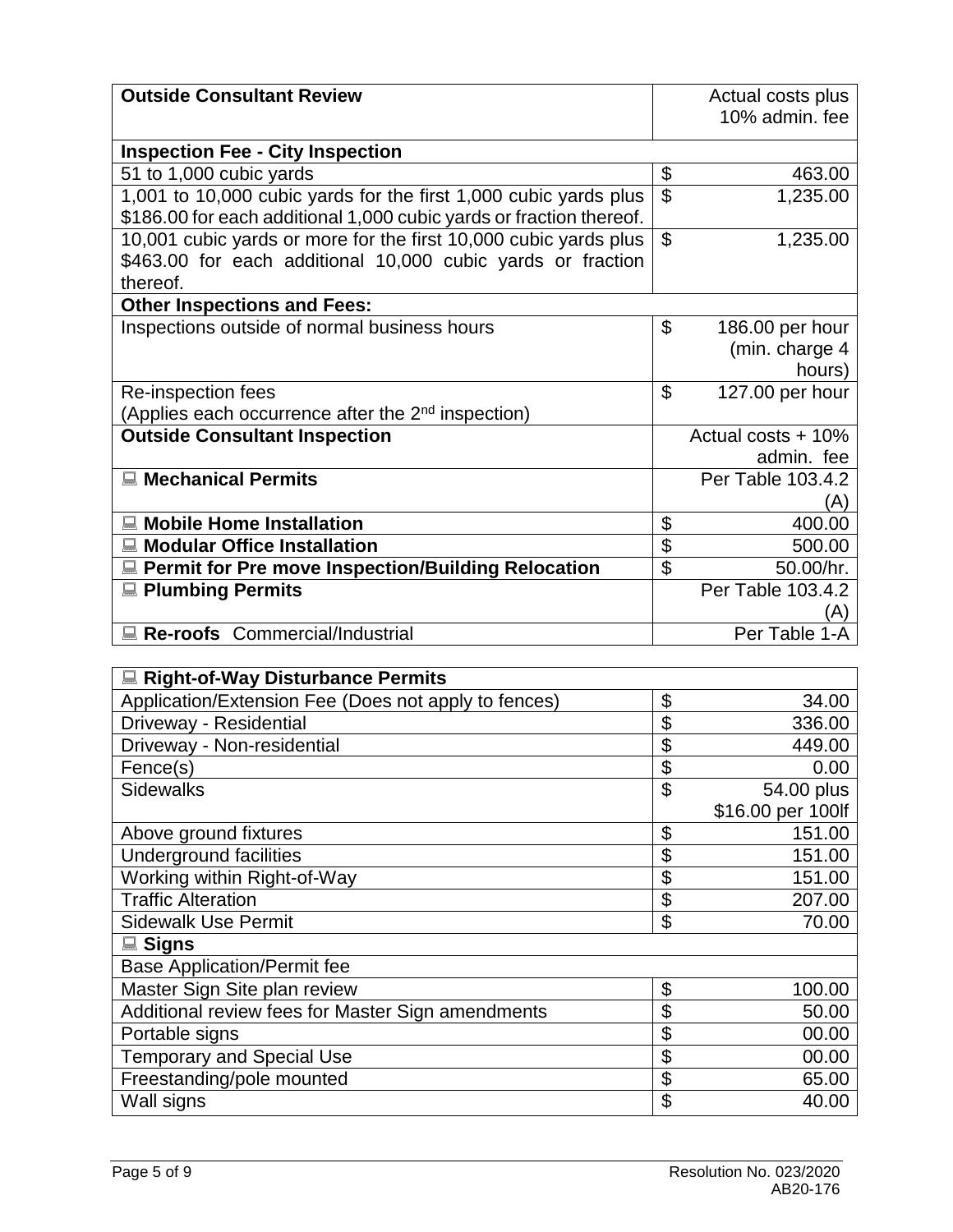| **Outside Consultant Review** | Actual costs plus 10% admin. fee |
|---|---|
| **Inspection Fee - City Inspection** | |
| 51 to 1,000 cubic yards | $ 463.00 |
| 1,001 to 10,000 cubic yards for the first 1,000 cubic yards plus $186.00 for each additional 1,000 cubic yards or fraction thereof. | $ 1,235.00 |
| 10,001 cubic yards or more for the first 10,000 cubic yards plus $463.00 for each additional 10,000 cubic yards or fraction thereof. | $ 1,235.00 |
| **Other Inspections and Fees:** | |
| Inspections outside of normal business hours | $ 186.00 per hour (min. charge 4 hours) |
| Re-inspection fees (Applies each occurrence after the 2nd inspection) | $ 127.00 per hour |
| **Outside Consultant Inspection** | Actual costs + 10% admin. fee |
| 💻 **Mechanical Permits** | Per Table 103.4.2 (A) |
| 💻 **Mobile Home Installation** | $ 400.00 |
| 💻 **Modular Office Installation** | $ 500.00 |
| 💻 **Permit for Pre move Inspection/Building Relocation** | $ 50.00/hr. |
| 💻 **Plumbing Permits** | Per Table 103.4.2 (A) |
| 💻 **Re-roofs** Commercial/Industrial | Per Table 1-A |

| 💻 **Right-of-Way Disturbance Permits** | |
|---|---|
| Application/Extension Fee (Does not apply to fences) | $ 34.00 |
| Driveway - Residential | $ 336.00 |
| Driveway - Non-residential | $ 449.00 |
| Fence(s) | $ 0.00 |
| Sidewalks | $ 54.00 plus $16.00 per 100lf |
| Above ground fixtures | $ 151.00 |
| Underground facilities | $ 151.00 |
| Working within Right-of-Way | $ 151.00 |
| Traffic Alteration | $ 207.00 |
| Sidewalk Use Permit | $ 70.00 |
| 💻 **Signs** | |
| Base Application/Permit fee | |
| Master Sign Site plan review | $ 100.00 |
| Additional review fees for Master Sign amendments | $ 50.00 |
| Portable signs | $ 00.00 |
| Temporary and Special Use | $ 00.00 |
| Freestanding/pole mounted | $ 65.00 |
| Wall signs | $ 40.00 |

Resolution No. 023/2020
AB20-176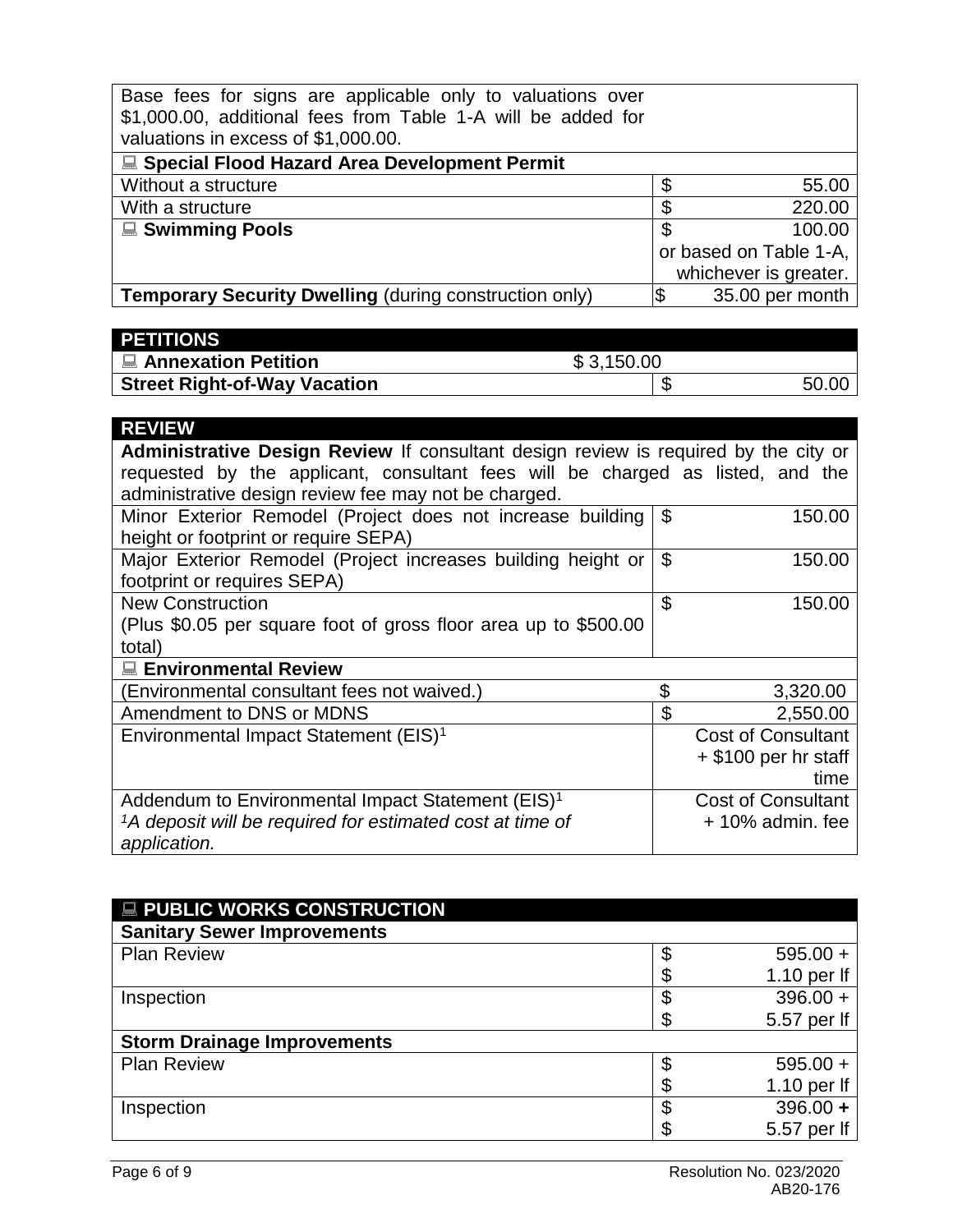| | |
|---|---|
| Base fees for signs are applicable only to valuations over $1,000.00, additional fees from Table 1-A will be added for valuations in excess of $1,000.00. | |
| **Special Flood Hazard Area Development Permit** | |
| Without a structure | $ 55.00 |
| With a structure | $ 220.00 |
| **Swimming Pools** | $ 100.00 or based on Table 1-A, whichever is greater. |
| **Temporary Security Dwelling** (during construction only) | $ 35.00 per month |

| **PETITIONS** | |
|---|---|
| **Annexation Petition** | $ 3,150.00 |
| **Street Right-of-Way Vacation** | $ 50.00 |

| **REVIEW** | |
|---|---|
| **Administrative Design Review** If consultant design review is required by the city or requested by the applicant, consultant fees will be charged as listed, and the administrative design review fee may not be charged. | |
| Minor Exterior Remodel (Project does not increase building height or footprint or require SEPA) | $ 150.00 |
| Major Exterior Remodel (Project increases building height or footprint or requires SEPA) | $ 150.00 |
| New Construction (Plus $0.05 per square foot of gross floor area up to $500.00 total) | $ 150.00 |
| **Environmental Review** | |
| (Environmental consultant fees not waived.) | $ 3,320.00 |
| Amendment to DNS or MDNS | $ 2,550.00 |
| Environmental Impact Statement (EIS)[1] | Cost of Consultant + $100 per hr staff time |
| Addendum to Environmental Impact Statement (EIS)[1] *[1]A deposit will be required for estimated cost at time of application.* | Cost of Consultant + 10% admin. fee |

| **PUBLIC WORKS CONSTRUCTION** | |
|---|---|
| **Sanitary Sewer Improvements** | |
| Plan Review | $ 595.00 + $ 1.10 per lf |
| Inspection | $ 396.00 + $ 5.57 per lf |
| **Storm Drainage Improvements** | |
| Plan Review | $ 595.00 + $ 1.10 per lf |
| Inspection | $ 396.00 **+** $ 5.57 per lf |

Resolution No. 023/2020
AB20-176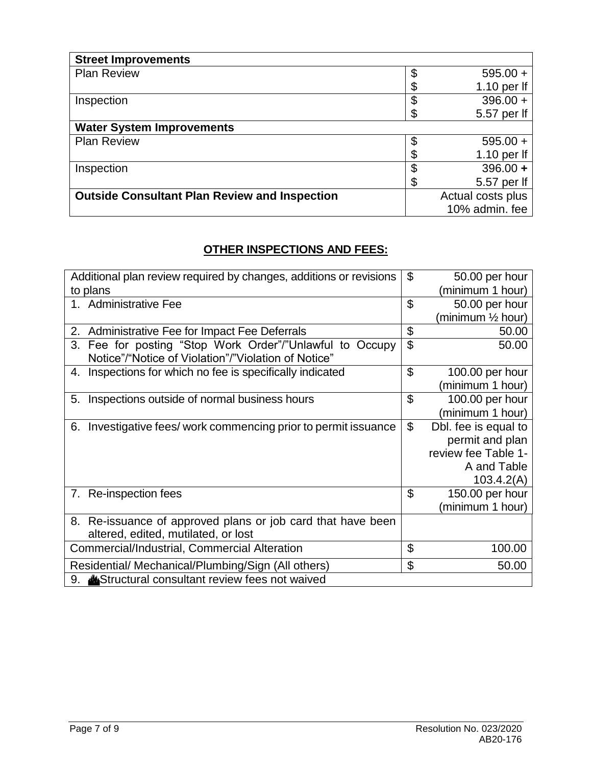| Street Improvements | |
|---|---|
| Plan Review | $ 595.00 + $ 1.10 per lf |
| Inspection | $ 396.00 + $ 5.57 per lf |
| **Water System Improvements** | |
| Plan Review | $ 595.00 + $ 1.10 per lf |
| Inspection | $ 396.00 + $ 5.57 per lf |
| **Outside Consultant Plan Review and Inspection** | Actual costs plus 10% admin. fee |

## OTHER INSPECTIONS AND FEES:

| Item | Fee |
|---|---|
| Additional plan review required by changes, additions or revisions to plans | $ 50.00 per hour (minimum 1 hour) |
| 1. Administrative Fee | $ 50.00 per hour (minimum ½ hour) |
| 2. Administrative Fee for Impact Fee Deferrals | $ 50.00 |
| 3. Fee for posting "Stop Work Order"/"Unlawful to Occupy Notice"/"Notice of Violation"/"Violation of Notice" | $ 50.00 |
| 4. Inspections for which no fee is specifically indicated | $ 100.00 per hour (minimum 1 hour) |
| 5. Inspections outside of normal business hours | $ 100.00 per hour (minimum 1 hour) |
| 6. Investigative fees/ work commencing prior to permit issuance | $ Dbl. fee is equal to permit and plan review fee Table 1-A and Table 103.4.2(A) |
| 7. Re-inspection fees | $ 150.00 per hour (minimum 1 hour) |
| 8. Re-issuance of approved plans or job card that have been altered, edited, mutilated, or lost | |
| Commercial/Industrial, Commercial Alteration | $ 100.00 |
| Residential/ Mechanical/Plumbing/Sign (All others) | $ 50.00 |
| 9. Structural consultant review fees not waived | |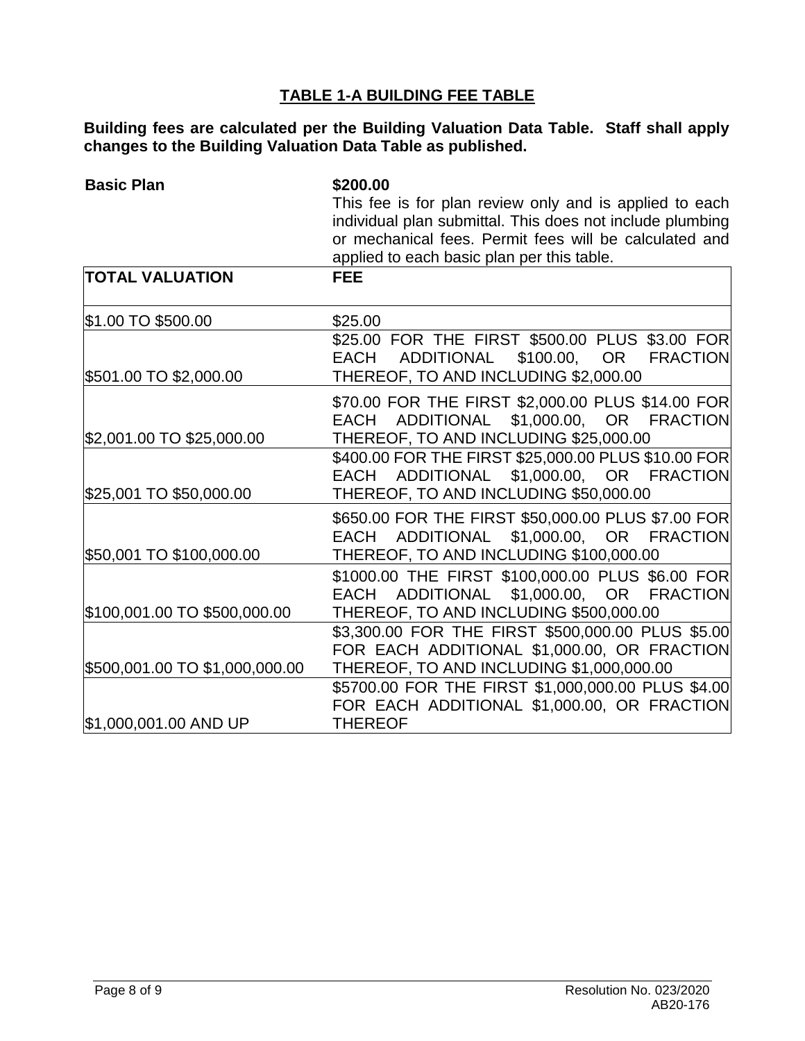## TABLE 1-A BUILDING FEE TABLE

**Building fees are calculated per the Building Valuation Data Table. Staff shall apply changes to the Building Valuation Data Table as published.**

**Basic Plan** **$200.00**
This fee is for plan review only and is applied to each individual plan submittal. This does not include plumbing or mechanical fees. Permit fees will be calculated and applied to each basic plan per this table.

| TOTAL VALUATION | FEE |
|---|---|
| $1.00 TO $500.00 | $25.00 |
| $501.00 TO $2,000.00 | $25.00 FOR THE FIRST $500.00 PLUS $3.00 FOR EACH ADDITIONAL $100.00, OR FRACTION THEREOF, TO AND INCLUDING $2,000.00 |
| $2,001.00 TO $25,000.00 | $70.00 FOR THE FIRST $2,000.00 PLUS $14.00 FOR EACH ADDITIONAL $1,000.00, OR FRACTION THEREOF, TO AND INCLUDING $25,000.00 |
| $25,001 TO $50,000.00 | $400.00 FOR THE FIRST $25,000.00 PLUS $10.00 FOR EACH ADDITIONAL $1,000.00, OR FRACTION THEREOF, TO AND INCLUDING $50,000.00 |
| $50,001 TO $100,000.00 | $650.00 FOR THE FIRST $50,000.00 PLUS $7.00 FOR EACH ADDITIONAL $1,000.00, OR FRACTION THEREOF, TO AND INCLUDING $100,000.00 |
| $100,001.00 TO $500,000.00 | $1000.00 THE FIRST $100,000.00 PLUS $6.00 FOR EACH ADDITIONAL $1,000.00, OR FRACTION THEREOF, TO AND INCLUDING $500,000.00 |
| $500,001.00 TO $1,000,000.00 | $3,300.00 FOR THE FIRST $500,000.00 PLUS $5.00 FOR EACH ADDITIONAL $1,000.00, OR FRACTION THEREOF, TO AND INCLUDING $1,000,000.00 |
| $1,000,001.00 AND UP | $5700.00 FOR THE FIRST $1,000,000.00 PLUS $4.00 FOR EACH ADDITIONAL $1,000.00, OR FRACTION THEREOF |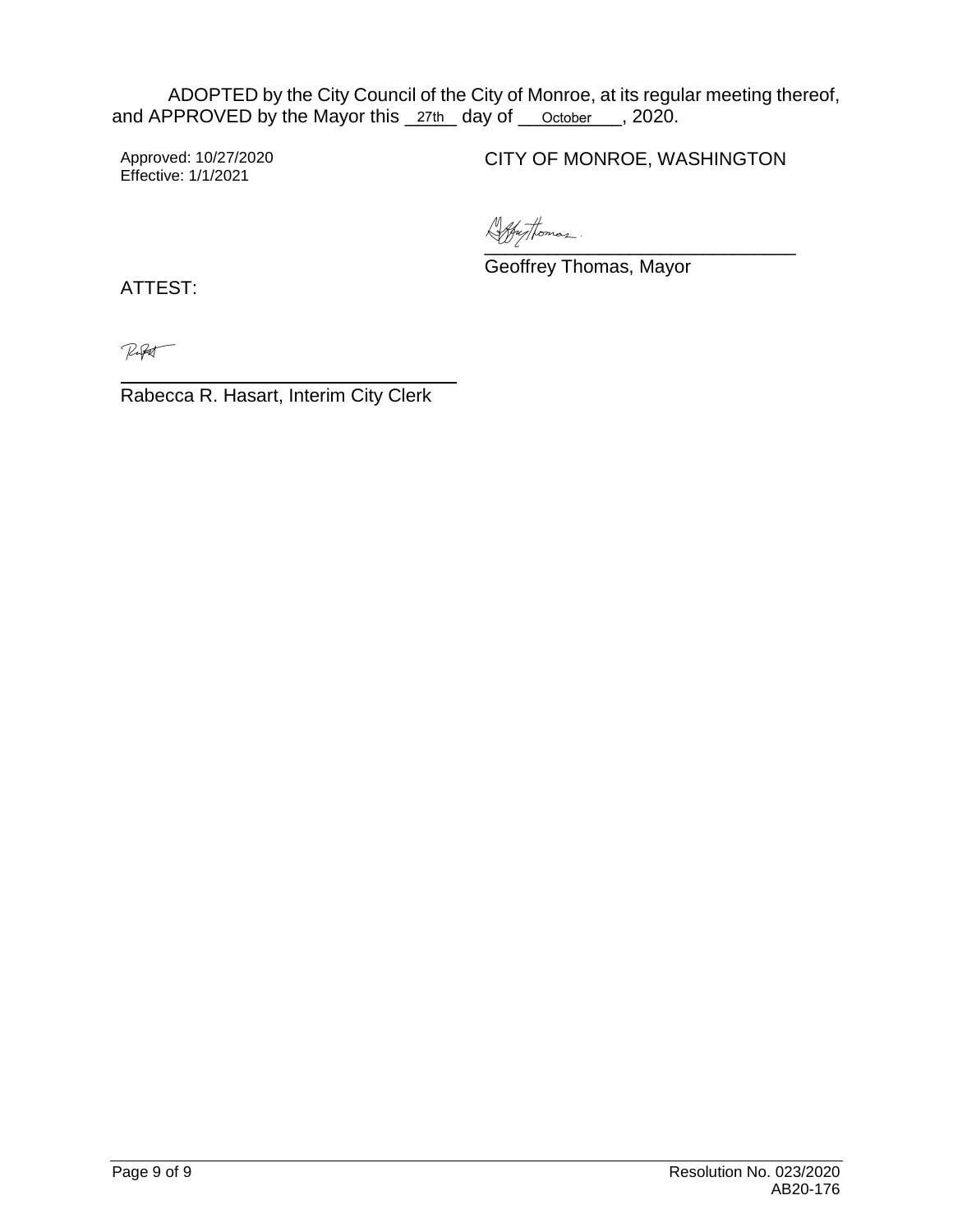ADOPTED by the City Council of the City of Monroe, at its regular meeting thereof, and APPROVED by the Mayor this 27th day of October, 2020.

Approved: 10/27/2020
Effective: 1/1/2021

CITY OF MONROE, WASHINGTON

Geoffrey Thomas, Mayor

ATTEST:

Rabecca R. Hasart, Interim City Clerk

Resolution No. 023/2020
AB20-176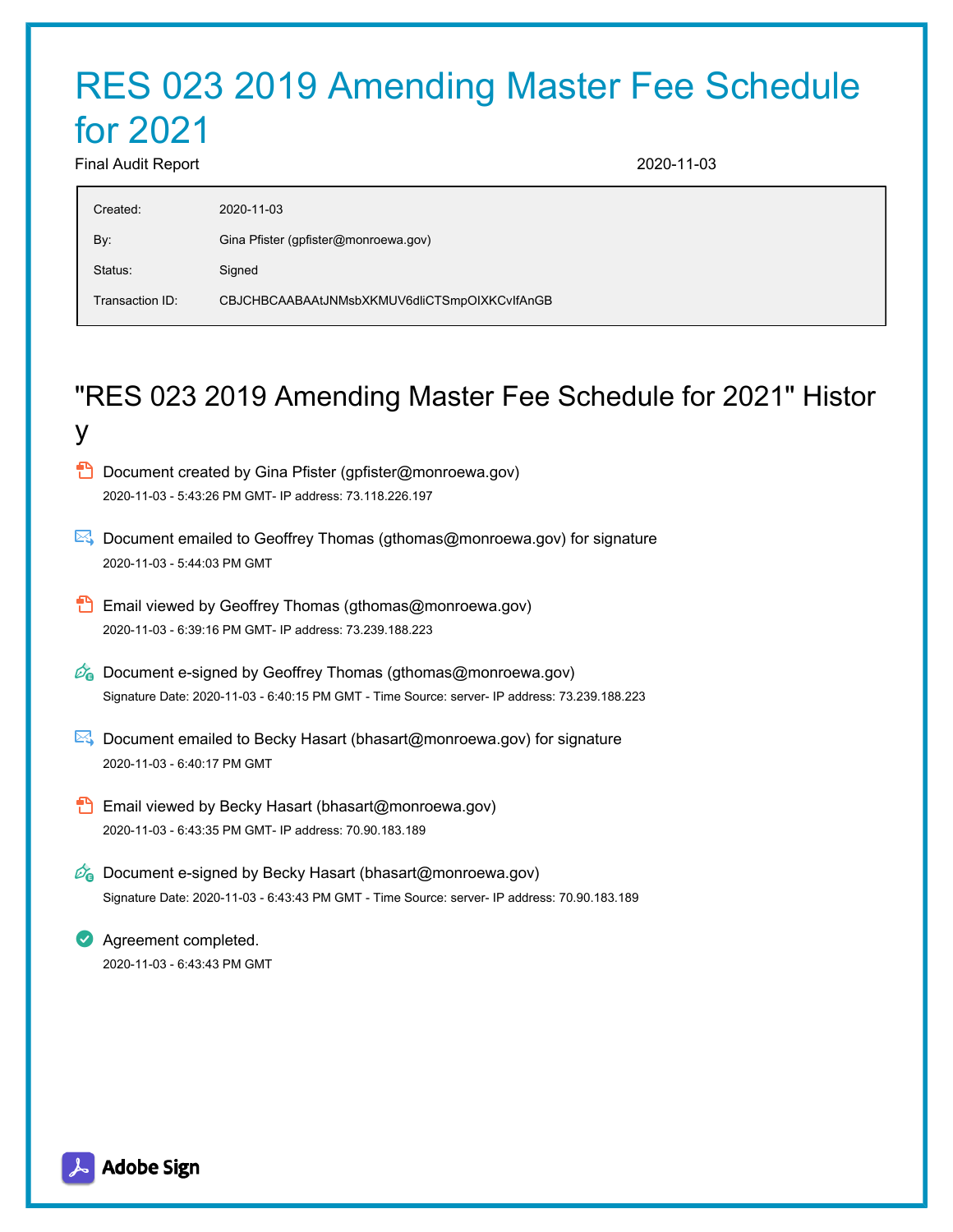# RES 023 2019 Amending Master Fee Schedule for 2021

Final Audit Report 2020-11-03

| | |
|---|---|
| Created: | 2020-11-03 |
| By: | Gina Pfister (gpfister@monroewa.gov) |
| Status: | Signed |
| Transaction ID: | CBJCHBCAABAAtJNMsbXKMUV6dliCTSmpOIXKCvIfAnGB |

## "RES 023 2019 Amending Master Fee Schedule for 2021" History

- Document created by Gina Pfister (gpfister@monroewa.gov)
  2020-11-03 - 5:43:26 PM GMT- IP address: 73.118.226.197

- Document emailed to Geoffrey Thomas (gthomas@monroewa.gov) for signature
  2020-11-03 - 5:44:03 PM GMT

- Email viewed by Geoffrey Thomas (gthomas@monroewa.gov)
  2020-11-03 - 6:39:16 PM GMT- IP address: 73.239.188.223

- Document e-signed by Geoffrey Thomas (gthomas@monroewa.gov)
  Signature Date: 2020-11-03 - 6:40:15 PM GMT - Time Source: server- IP address: 73.239.188.223

- Document emailed to Becky Hasart (bhasart@monroewa.gov) for signature
  2020-11-03 - 6:40:17 PM GMT

- Email viewed by Becky Hasart (bhasart@monroewa.gov)
  2020-11-03 - 6:43:35 PM GMT- IP address: 70.90.183.189

- Document e-signed by Becky Hasart (bhasart@monroewa.gov)
  Signature Date: 2020-11-03 - 6:43:43 PM GMT - Time Source: server- IP address: 70.90.183.189

- Agreement completed.
  2020-11-03 - 6:43:43 PM GMT

Adobe Sign